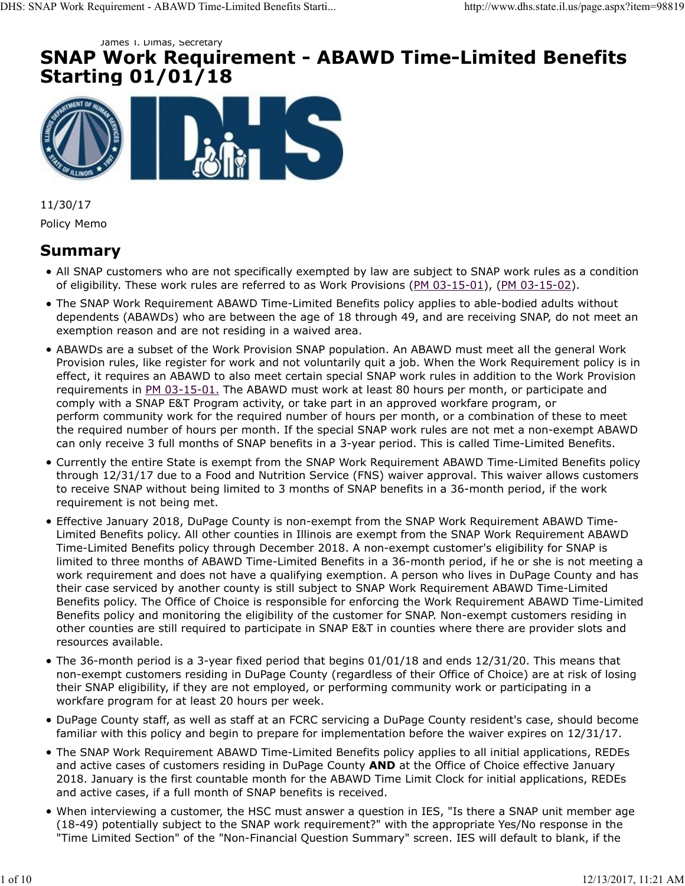James T. Dimas, Secretary

# SNAP Work Requirement - ABAWD Time-Limited Benefits Starting 01/01/18

11/30/17

Policy Memo

## Summary

- All SNAP customers who are not specifically exempted by law are subject to SNAP work rules as a condition of eligibility. These work rules are referred to as Work Provisions (PM 03-15-01), (PM 03-15-02).
- The SNAP Work Requirement ABAWD Time-Limited Benefits policy applies to able-bodied adults without dependents (ABAWDs) who are between the age of 18 through 49, and are receiving SNAP, do not meet an exemption reason and are not residing in a waived area.
- ABAWDs are a subset of the Work Provision SNAP population. An ABAWD must meet all the general Work Provision rules, like register for work and not voluntarily quit a job. When the Work Requirement policy is in effect, it requires an ABAWD to also meet certain special SNAP work rules in addition to the Work Provision requirements in PM 03-15-01. The ABAWD must work at least 80 hours per month, or participate and comply with a SNAP E&T Program activity, or take part in an approved workfare program, or perform community work for the required number of hours per month, or a combination of these to meet the required number of hours per month. If the special SNAP work rules are not met a non-exempt ABAWD can only receive 3 full months of SNAP benefits in a 3-year period. This is called Time-Limited Benefits.
- Currently the entire State is exempt from the SNAP Work Requirement ABAWD Time-Limited Benefits policy through 12/31/17 due to a Food and Nutrition Service (FNS) waiver approval. This waiver allows customers to receive SNAP without being limited to 3 months of SNAP benefits in a 36-month period, if the work requirement is not being met.
- Effective January 2018, DuPage County is non-exempt from the SNAP Work Requirement ABAWD Time-Limited Benefits policy. All other counties in Illinois are exempt from the SNAP Work Requirement ABAWD Time-Limited Benefits policy through December 2018. A non-exempt customer's eligibility for SNAP is limited to three months of ABAWD Time-Limited Benefits in a 36-month period, if he or she is not meeting a work requirement and does not have a qualifying exemption. A person who lives in DuPage County and has their case serviced by another county is still subject to SNAP Work Requirement ABAWD Time-Limited Benefits policy. The Office of Choice is responsible for enforcing the Work Requirement ABAWD Time-Limited Benefits policy and monitoring the eligibility of the customer for SNAP. Non-exempt customers residing in other counties are still required to participate in SNAP E&T in counties where there are provider slots and resources available.
- The 36-month period is a 3-year fixed period that begins 01/01/18 and ends 12/31/20. This means that non-exempt customers residing in DuPage County (regardless of their Office of Choice) are at risk of losing their SNAP eligibility, if they are not employed, or performing community work or participating in a workfare program for at least 20 hours per week.
- DuPage County staff, as well as staff at an FCRC servicing a DuPage County resident's case, should become familiar with this policy and begin to prepare for implementation before the waiver expires on 12/31/17.
- The SNAP Work Requirement ABAWD Time-Limited Benefits policy applies to all initial applications, REDEs and active cases of customers residing in DuPage County **AND** at the Office of Choice effective January 2018. January is the first countable month for the ABAWD Time Limit Clock for initial applications, REDEs and active cases, if a full month of SNAP benefits is received.
- When interviewing a customer, the HSC must answer a question in IES, "Is there a SNAP unit member age (18-49) potentially subject to the SNAP work requirement?" with the appropriate Yes/No response in the "Time Limited Section" of the "Non-Financial Question Summary" screen. IES will default to blank, if the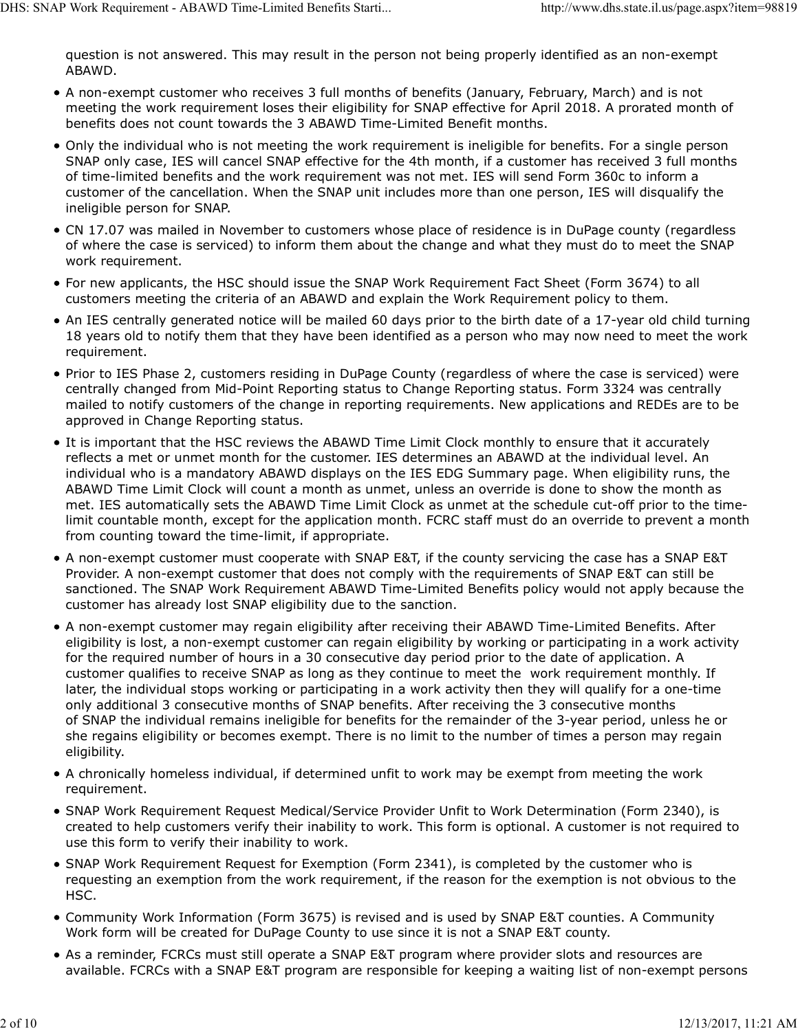question is not answered. This may result in the person not being properly identified as an non-exempt ABAWD.

- A non-exempt customer who receives 3 full months of benefits (January, February, March) and is not meeting the work requirement loses their eligibility for SNAP effective for April 2018. A prorated month of benefits does not count towards the 3 ABAWD Time-Limited Benefit months.
- Only the individual who is not meeting the work requirement is ineligible for benefits. For a single person SNAP only case, IES will cancel SNAP effective for the 4th month, if a customer has received 3 full months of time-limited benefits and the work requirement was not met. IES will send Form 360c to inform a customer of the cancellation. When the SNAP unit includes more than one person, IES will disqualify the ineligible person for SNAP.
- CN 17.07 was mailed in November to customers whose place of residence is in DuPage county (regardless of where the case is serviced) to inform them about the change and what they must do to meet the SNAP work requirement.
- For new applicants, the HSC should issue the SNAP Work Requirement Fact Sheet (Form 3674) to all customers meeting the criteria of an ABAWD and explain the Work Requirement policy to them.
- An IES centrally generated notice will be mailed 60 days prior to the birth date of a 17-year old child turning 18 years old to notify them that they have been identified as a person who may now need to meet the work requirement.
- Prior to IES Phase 2, customers residing in DuPage County (regardless of where the case is serviced) were centrally changed from Mid-Point Reporting status to Change Reporting status. Form 3324 was centrally mailed to notify customers of the change in reporting requirements. New applications and REDEs are to be approved in Change Reporting status.
- It is important that the HSC reviews the ABAWD Time Limit Clock monthly to ensure that it accurately reflects a met or unmet month for the customer. IES determines an ABAWD at the individual level. An individual who is a mandatory ABAWD displays on the IES EDG Summary page. When eligibility runs, the ABAWD Time Limit Clock will count a month as unmet, unless an override is done to show the month as met. IES automatically sets the ABAWD Time Limit Clock as unmet at the schedule cut-off prior to the time-limit countable month, except for the application month. FCRC staff must do an override to prevent a month from counting toward the time-limit, if appropriate.
- A non-exempt customer must cooperate with SNAP E&T, if the county servicing the case has a SNAP E&T Provider. A non-exempt customer that does not comply with the requirements of SNAP E&T can still be sanctioned. The SNAP Work Requirement ABAWD Time-Limited Benefits policy would not apply because the customer has already lost SNAP eligibility due to the sanction.
- A non-exempt customer may regain eligibility after receiving their ABAWD Time-Limited Benefits. After eligibility is lost, a non-exempt customer can regain eligibility by working or participating in a work activity for the required number of hours in a 30 consecutive day period prior to the date of application. A customer qualifies to receive SNAP as long as they continue to meet the work requirement monthly. If later, the individual stops working or participating in a work activity then they will qualify for a one-time only additional 3 consecutive months of SNAP benefits. After receiving the 3 consecutive months of SNAP the individual remains ineligible for benefits for the remainder of the 3-year period, unless he or she regains eligibility or becomes exempt. There is no limit to the number of times a person may regain eligibility.
- A chronically homeless individual, if determined unfit to work may be exempt from meeting the work requirement.
- SNAP Work Requirement Request Medical/Service Provider Unfit to Work Determination (Form 2340), is created to help customers verify their inability to work. This form is optional. A customer is not required to use this form to verify their inability to work.
- SNAP Work Requirement Request for Exemption (Form 2341), is completed by the customer who is requesting an exemption from the work requirement, if the reason for the exemption is not obvious to the HSC.
- Community Work Information (Form 3675) is revised and is used by SNAP E&T counties. A Community Work form will be created for DuPage County to use since it is not a SNAP E&T county.
- As a reminder, FCRCs must still operate a SNAP E&T program where provider slots and resources are available. FCRCs with a SNAP E&T program are responsible for keeping a waiting list of non-exempt persons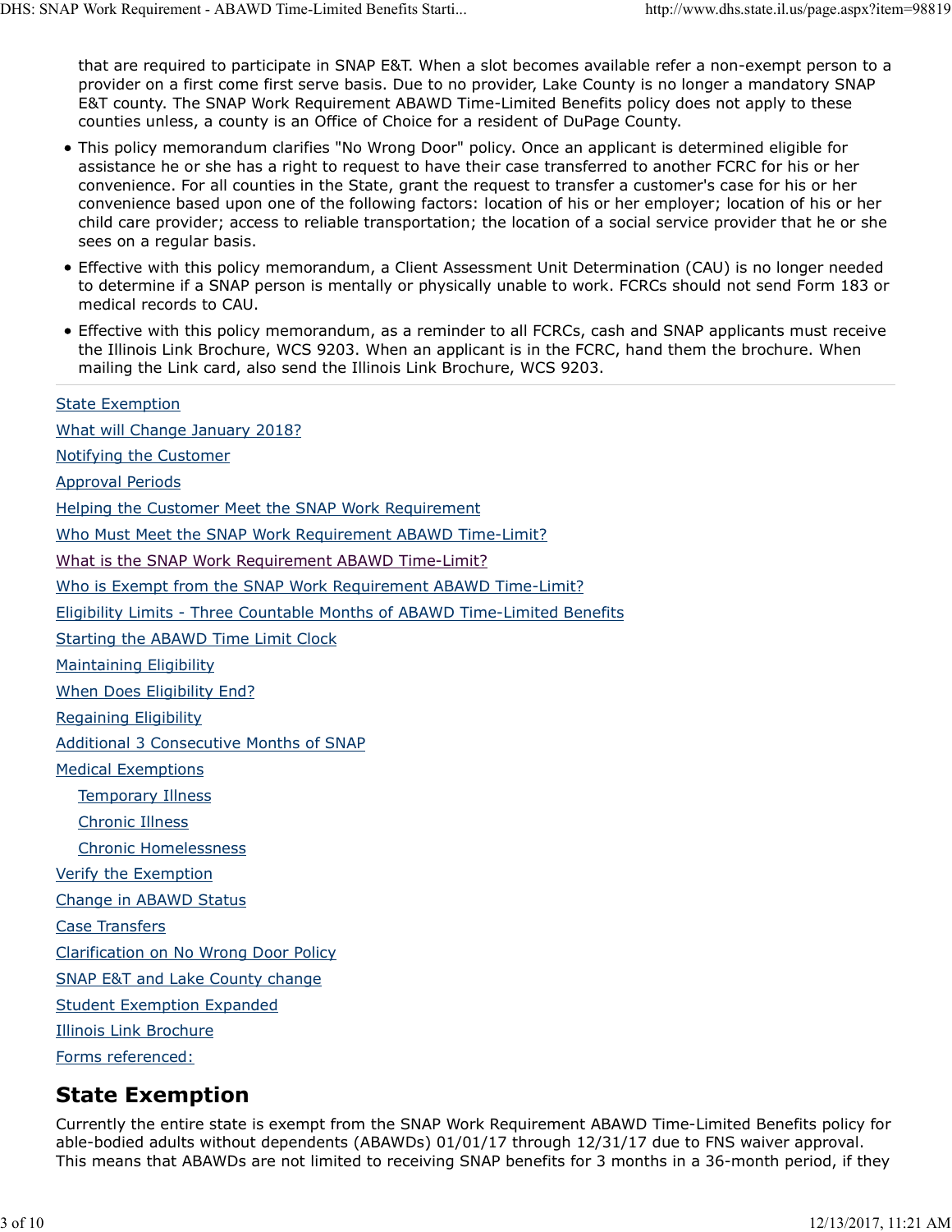that are required to participate in SNAP E&T. When a slot becomes available refer a non-exempt person to a provider on a first come first serve basis. Due to no provider, Lake County is no longer a mandatory SNAP E&T county. The SNAP Work Requirement ABAWD Time-Limited Benefits policy does not apply to these counties unless, a county is an Office of Choice for a resident of DuPage County.

- This policy memorandum clarifies "No Wrong Door" policy. Once an applicant is determined eligible for assistance he or she has a right to request to have their case transferred to another FCRC for his or her convenience. For all counties in the State, grant the request to transfer a customer's case for his or her convenience based upon one of the following factors: location of his or her employer; location of his or her child care provider; access to reliable transportation; the location of a social service provider that he or she sees on a regular basis.
- Effective with this policy memorandum, a Client Assessment Unit Determination (CAU) is no longer needed to determine if a SNAP person is mentally or physically unable to work. FCRCs should not send Form 183 or medical records to CAU.
- Effective with this policy memorandum, as a reminder to all FCRCs, cash and SNAP applicants must receive the Illinois Link Brochure, WCS 9203. When an applicant is in the FCRC, hand them the brochure. When mailing the Link card, also send the Illinois Link Brochure, WCS 9203.

---

- State Exemption
- What will Change January 2018?
- Notifying the Customer
- Approval Periods
- Helping the Customer Meet the SNAP Work Requirement
- Who Must Meet the SNAP Work Requirement ABAWD Time-Limit?
- What is the SNAP Work Requirement ABAWD Time-Limit?
- Who is Exempt from the SNAP Work Requirement ABAWD Time-Limit?
- Eligibility Limits - Three Countable Months of ABAWD Time-Limited Benefits
- Starting the ABAWD Time Limit Clock
- Maintaining Eligibility
- When Does Eligibility End?
- Regaining Eligibility
- Additional 3 Consecutive Months of SNAP
- Medical Exemptions
  - Temporary Illness
  - Chronic Illness
  - Chronic Homelessness
- Verify the Exemption
- Change in ABAWD Status
- Case Transfers
- Clarification on No Wrong Door Policy
- SNAP E&T and Lake County change
- Student Exemption Expanded
- Illinois Link Brochure
- Forms referenced:

## State Exemption

Currently the entire state is exempt from the SNAP Work Requirement ABAWD Time-Limited Benefits policy for able-bodied adults without dependents (ABAWDs) 01/01/17 through 12/31/17 due to FNS waiver approval. This means that ABAWDs are not limited to receiving SNAP benefits for 3 months in a 36-month period, if they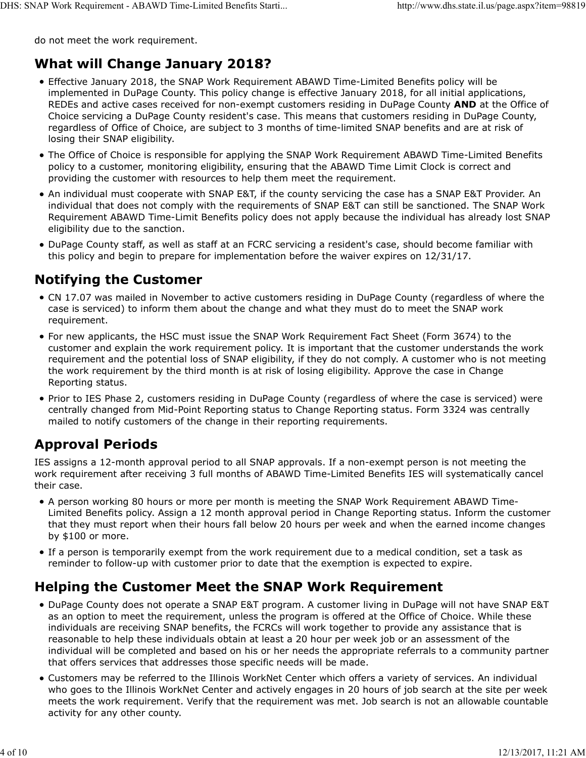do not meet the work requirement.

## What will Change January 2018?

- Effective January 2018, the SNAP Work Requirement ABAWD Time-Limited Benefits policy will be implemented in DuPage County. This policy change is effective January 2018, for all initial applications, REDEs and active cases received for non-exempt customers residing in DuPage County **AND** at the Office of Choice servicing a DuPage County resident's case. This means that customers residing in DuPage County, regardless of Office of Choice, are subject to 3 months of time-limited SNAP benefits and are at risk of losing their SNAP eligibility.
- The Office of Choice is responsible for applying the SNAP Work Requirement ABAWD Time-Limited Benefits policy to a customer, monitoring eligibility, ensuring that the ABAWD Time Limit Clock is correct and providing the customer with resources to help them meet the requirement.
- An individual must cooperate with SNAP E&T, if the county servicing the case has a SNAP E&T Provider. An individual that does not comply with the requirements of SNAP E&T can still be sanctioned. The SNAP Work Requirement ABAWD Time-Limit Benefits policy does not apply because the individual has already lost SNAP eligibility due to the sanction.
- DuPage County staff, as well as staff at an FCRC servicing a resident's case, should become familiar with this policy and begin to prepare for implementation before the waiver expires on 12/31/17.

## Notifying the Customer

- CN 17.07 was mailed in November to active customers residing in DuPage County (regardless of where the case is serviced) to inform them about the change and what they must do to meet the SNAP work requirement.
- For new applicants, the HSC must issue the SNAP Work Requirement Fact Sheet (Form 3674) to the customer and explain the work requirement policy. It is important that the customer understands the work requirement and the potential loss of SNAP eligibility, if they do not comply. A customer who is not meeting the work requirement by the third month is at risk of losing eligibility. Approve the case in Change Reporting status.
- Prior to IES Phase 2, customers residing in DuPage County (regardless of where the case is serviced) were centrally changed from Mid-Point Reporting status to Change Reporting status. Form 3324 was centrally mailed to notify customers of the change in their reporting requirements.

## Approval Periods

IES assigns a 12-month approval period to all SNAP approvals. If a non-exempt person is not meeting the work requirement after receiving 3 full months of ABAWD Time-Limited Benefits IES will systematically cancel their case.

- A person working 80 hours or more per month is meeting the SNAP Work Requirement ABAWD Time-Limited Benefits policy. Assign a 12 month approval period in Change Reporting status. Inform the customer that they must report when their hours fall below 20 hours per week and when the earned income changes by $100 or more.
- If a person is temporarily exempt from the work requirement due to a medical condition, set a task as reminder to follow-up with customer prior to date that the exemption is expected to expire.

## Helping the Customer Meet the SNAP Work Requirement

- DuPage County does not operate a SNAP E&T program. A customer living in DuPage will not have SNAP E&T as an option to meet the requirement, unless the program is offered at the Office of Choice. While these individuals are receiving SNAP benefits, the FCRCs will work together to provide any assistance that is reasonable to help these individuals obtain at least a 20 hour per week job or an assessment of the individual will be completed and based on his or her needs the appropriate referrals to a community partner that offers services that addresses those specific needs will be made.
- Customers may be referred to the Illinois WorkNet Center which offers a variety of services. An individual who goes to the Illinois WorkNet Center and actively engages in 20 hours of job search at the site per week meets the work requirement. Verify that the requirement was met. Job search is not an allowable countable activity for any other county.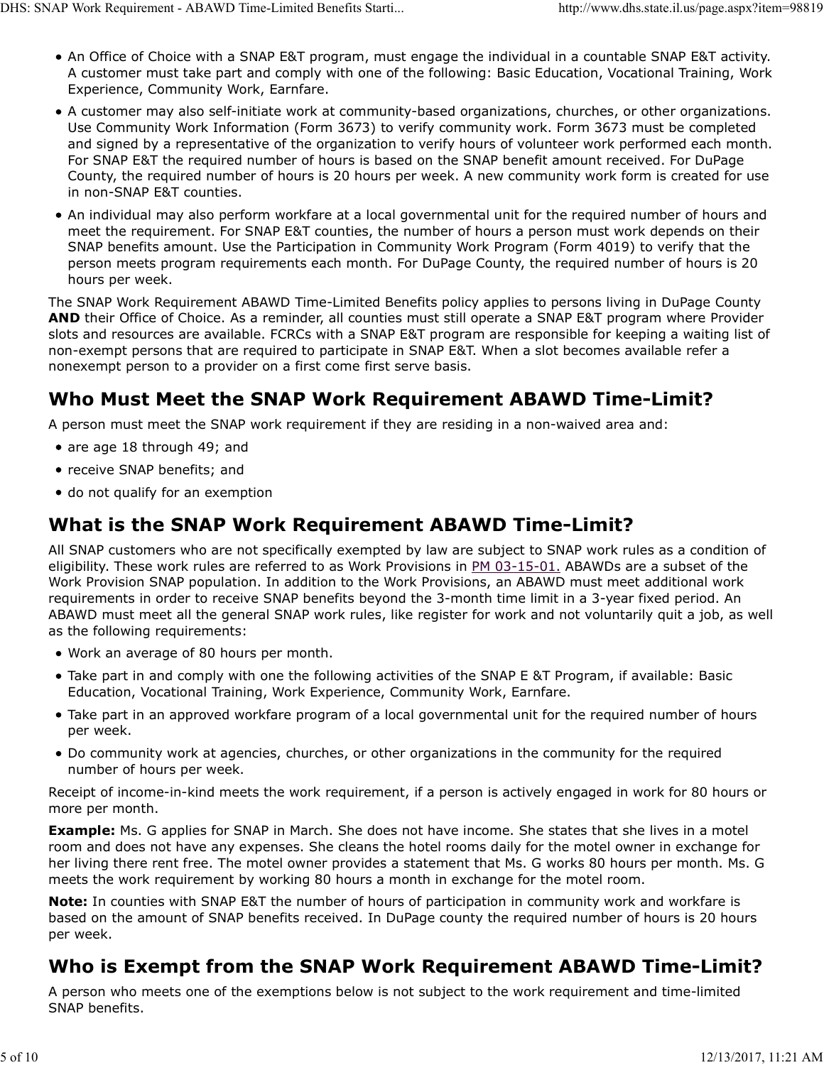- An Office of Choice with a SNAP E&T program, must engage the individual in a countable SNAP E&T activity. A customer must take part and comply with one of the following: Basic Education, Vocational Training, Work Experience, Community Work, Earnfare.
- A customer may also self-initiate work at community-based organizations, churches, or other organizations. Use Community Work Information (Form 3673) to verify community work. Form 3673 must be completed and signed by a representative of the organization to verify hours of volunteer work performed each month. For SNAP E&T the required number of hours is based on the SNAP benefit amount received. For DuPage County, the required number of hours is 20 hours per week. A new community work form is created for use in non-SNAP E&T counties.
- An individual may also perform workfare at a local governmental unit for the required number of hours and meet the requirement. For SNAP E&T counties, the number of hours a person must work depends on their SNAP benefits amount. Use the Participation in Community Work Program (Form 4019) to verify that the person meets program requirements each month. For DuPage County, the required number of hours is 20 hours per week.

The SNAP Work Requirement ABAWD Time-Limited Benefits policy applies to persons living in DuPage County **AND** their Office of Choice. As a reminder, all counties must still operate a SNAP E&T program where Provider slots and resources are available. FCRCs with a SNAP E&T program are responsible for keeping a waiting list of non-exempt persons that are required to participate in SNAP E&T. When a slot becomes available refer a nonexempt person to a provider on a first come first serve basis.

## Who Must Meet the SNAP Work Requirement ABAWD Time-Limit?

A person must meet the SNAP work requirement if they are residing in a non-waived area and:

- are age 18 through 49; and
- receive SNAP benefits; and
- do not qualify for an exemption

## What is the SNAP Work Requirement ABAWD Time-Limit?

All SNAP customers who are not specifically exempted by law are subject to SNAP work rules as a condition of eligibility. These work rules are referred to as Work Provisions in PM 03-15-01. ABAWDs are a subset of the Work Provision SNAP population. In addition to the Work Provisions, an ABAWD must meet additional work requirements in order to receive SNAP benefits beyond the 3-month time limit in a 3-year fixed period. An ABAWD must meet all the general SNAP work rules, like register for work and not voluntarily quit a job, as well as the following requirements:

- Work an average of 80 hours per month.
- Take part in and comply with one the following activities of the SNAP E &T Program, if available: Basic Education, Vocational Training, Work Experience, Community Work, Earnfare.
- Take part in an approved workfare program of a local governmental unit for the required number of hours per week.
- Do community work at agencies, churches, or other organizations in the community for the required number of hours per week.

Receipt of income-in-kind meets the work requirement, if a person is actively engaged in work for 80 hours or more per month.

**Example:** Ms. G applies for SNAP in March. She does not have income. She states that she lives in a motel room and does not have any expenses. She cleans the hotel rooms daily for the motel owner in exchange for her living there rent free. The motel owner provides a statement that Ms. G works 80 hours per month. Ms. G meets the work requirement by working 80 hours a month in exchange for the motel room.

**Note:** In counties with SNAP E&T the number of hours of participation in community work and workfare is based on the amount of SNAP benefits received. In DuPage county the required number of hours is 20 hours per week.

## Who is Exempt from the SNAP Work Requirement ABAWD Time-Limit?

A person who meets one of the exemptions below is not subject to the work requirement and time-limited SNAP benefits.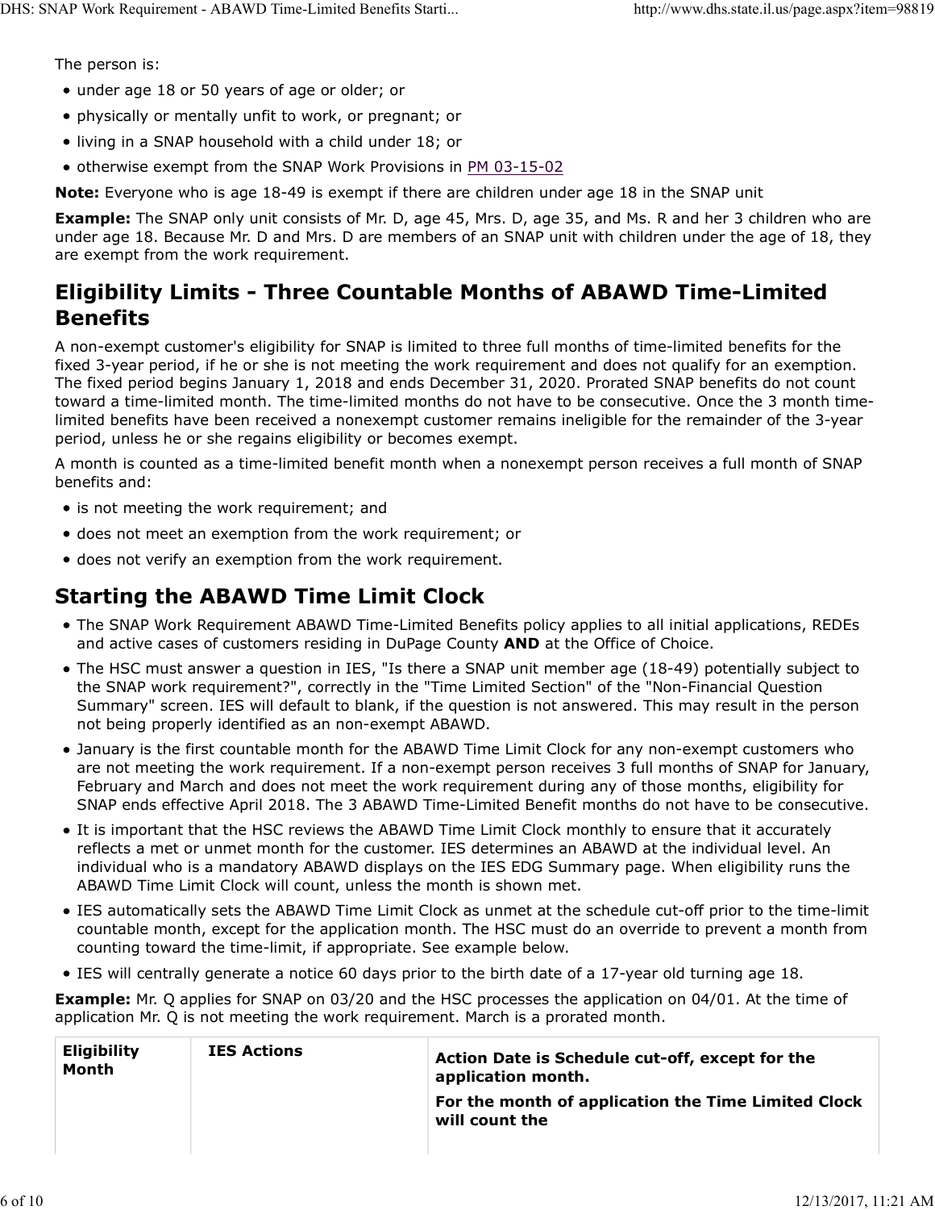The person is:

- under age 18 or 50 years of age or older; or
- physically or mentally unfit to work, or pregnant; or
- living in a SNAP household with a child under 18; or
- otherwise exempt from the SNAP Work Provisions in PM 03-15-02

**Note:** Everyone who is age 18-49 is exempt if there are children under age 18 in the SNAP unit

**Example:** The SNAP only unit consists of Mr. D, age 45, Mrs. D, age 35, and Ms. R and her 3 children who are under age 18. Because Mr. D and Mrs. D are members of an SNAP unit with children under the age of 18, they are exempt from the work requirement.

## Eligibility Limits - Three Countable Months of ABAWD Time-Limited Benefits

A non-exempt customer's eligibility for SNAP is limited to three full months of time-limited benefits for the fixed 3-year period, if he or she is not meeting the work requirement and does not qualify for an exemption. The fixed period begins January 1, 2018 and ends December 31, 2020. Prorated SNAP benefits do not count toward a time-limited month. The time-limited months do not have to be consecutive. Once the 3 month time-limited benefits have been received a nonexempt customer remains ineligible for the remainder of the 3-year period, unless he or she regains eligibility or becomes exempt.

A month is counted as a time-limited benefit month when a nonexempt person receives a full month of SNAP benefits and:

- is not meeting the work requirement; and
- does not meet an exemption from the work requirement; or
- does not verify an exemption from the work requirement.

## Starting the ABAWD Time Limit Clock

- The SNAP Work Requirement ABAWD Time-Limited Benefits policy applies to all initial applications, REDEs and active cases of customers residing in DuPage County **AND** at the Office of Choice.
- The HSC must answer a question in IES, "Is there a SNAP unit member age (18-49) potentially subject to the SNAP work requirement?", correctly in the "Time Limited Section" of the "Non-Financial Question Summary" screen. IES will default to blank, if the question is not answered. This may result in the person not being properly identified as an non-exempt ABAWD.
- January is the first countable month for the ABAWD Time Limit Clock for any non-exempt customers who are not meeting the work requirement. If a non-exempt person receives 3 full months of SNAP for January, February and March and does not meet the work requirement during any of those months, eligibility for SNAP ends effective April 2018. The 3 ABAWD Time-Limited Benefit months do not have to be consecutive.
- It is important that the HSC reviews the ABAWD Time Limit Clock monthly to ensure that it accurately reflects a met or unmet month for the customer. IES determines an ABAWD at the individual level. An individual who is a mandatory ABAWD displays on the IES EDG Summary page. When eligibility runs the ABAWD Time Limit Clock will count, unless the month is shown met.
- IES automatically sets the ABAWD Time Limit Clock as unmet at the schedule cut-off prior to the time-limit countable month, except for the application month. The HSC must do an override to prevent a month from counting toward the time-limit, if appropriate. See example below.
- IES will centrally generate a notice 60 days prior to the birth date of a 17-year old turning age 18.

**Example:** Mr. Q applies for SNAP on 03/20 and the HSC processes the application on 04/01. At the time of application Mr. Q is not meeting the work requirement. March is a prorated month.

| Eligibility Month | IES Actions | Action Date is Schedule cut-off, except for the application month. For the month of application the Time Limited Clock will count the |
|---|---|---|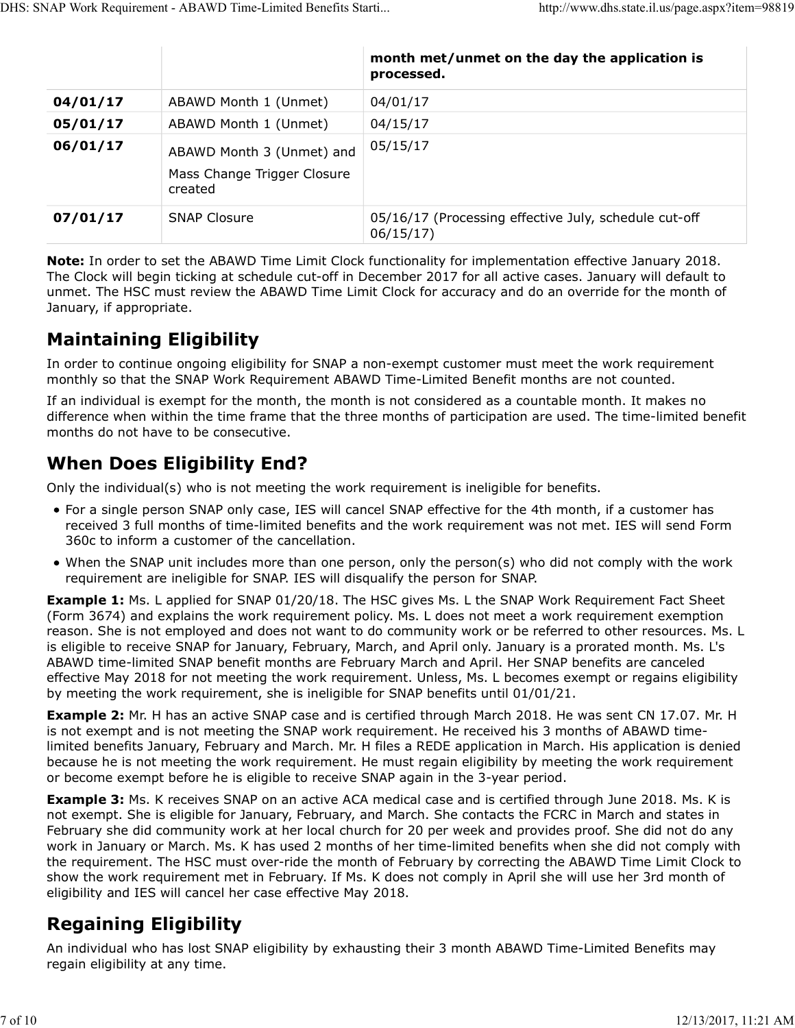| | | month met/unmet on the day the application is processed. |
|---|---|---|
| **04/01/17** | ABAWD Month 1 (Unmet) | 04/01/17 |
| **05/01/17** | ABAWD Month 1 (Unmet) | 04/15/17 |
| **06/01/17** | ABAWD Month 3 (Unmet) and Mass Change Trigger Closure created | 05/15/17 |
| **07/01/17** | SNAP Closure | 05/16/17 (Processing effective July, schedule cut-off 06/15/17) |

**Note:** In order to set the ABAWD Time Limit Clock functionality for implementation effective January 2018. The Clock will begin ticking at schedule cut-off in December 2017 for all active cases. January will default to unmet. The HSC must review the ABAWD Time Limit Clock for accuracy and do an override for the month of January, if appropriate.

## Maintaining Eligibility

In order to continue ongoing eligibility for SNAP a non-exempt customer must meet the work requirement monthly so that the SNAP Work Requirement ABAWD Time-Limited Benefit months are not counted.

If an individual is exempt for the month, the month is not considered as a countable month. It makes no difference when within the time frame that the three months of participation are used. The time-limited benefit months do not have to be consecutive.

## When Does Eligibility End?

Only the individual(s) who is not meeting the work requirement is ineligible for benefits.

- For a single person SNAP only case, IES will cancel SNAP effective for the 4th month, if a customer has received 3 full months of time-limited benefits and the work requirement was not met. IES will send Form 360c to inform a customer of the cancellation.
- When the SNAP unit includes more than one person, only the person(s) who did not comply with the work requirement are ineligible for SNAP. IES will disqualify the person for SNAP.

**Example 1:** Ms. L applied for SNAP 01/20/18. The HSC gives Ms. L the SNAP Work Requirement Fact Sheet (Form 3674) and explains the work requirement policy. Ms. L does not meet a work requirement exemption reason. She is not employed and does not want to do community work or be referred to other resources. Ms. L is eligible to receive SNAP for January, February, March, and April only. January is a prorated month. Ms. L's ABAWD time-limited SNAP benefit months are February March and April. Her SNAP benefits are canceled effective May 2018 for not meeting the work requirement. Unless, Ms. L becomes exempt or regains eligibility by meeting the work requirement, she is ineligible for SNAP benefits until 01/01/21.

**Example 2:** Mr. H has an active SNAP case and is certified through March 2018. He was sent CN 17.07. Mr. H is not exempt and is not meeting the SNAP work requirement. He received his 3 months of ABAWD time-limited benefits January, February and March. Mr. H files a REDE application in March. His application is denied because he is not meeting the work requirement. He must regain eligibility by meeting the work requirement or become exempt before he is eligible to receive SNAP again in the 3-year period.

**Example 3:** Ms. K receives SNAP on an active ACA medical case and is certified through June 2018. Ms. K is not exempt. She is eligible for January, February, and March. She contacts the FCRC in March and states in February she did community work at her local church for 20 per week and provides proof. She did not do any work in January or March. Ms. K has used 2 months of her time-limited benefits when she did not comply with the requirement. The HSC must over-ride the month of February by correcting the ABAWD Time Limit Clock to show the work requirement met in February. If Ms. K does not comply in April she will use her 3rd month of eligibility and IES will cancel her case effective May 2018.

## Regaining Eligibility

An individual who has lost SNAP eligibility by exhausting their 3 month ABAWD Time-Limited Benefits may regain eligibility at any time.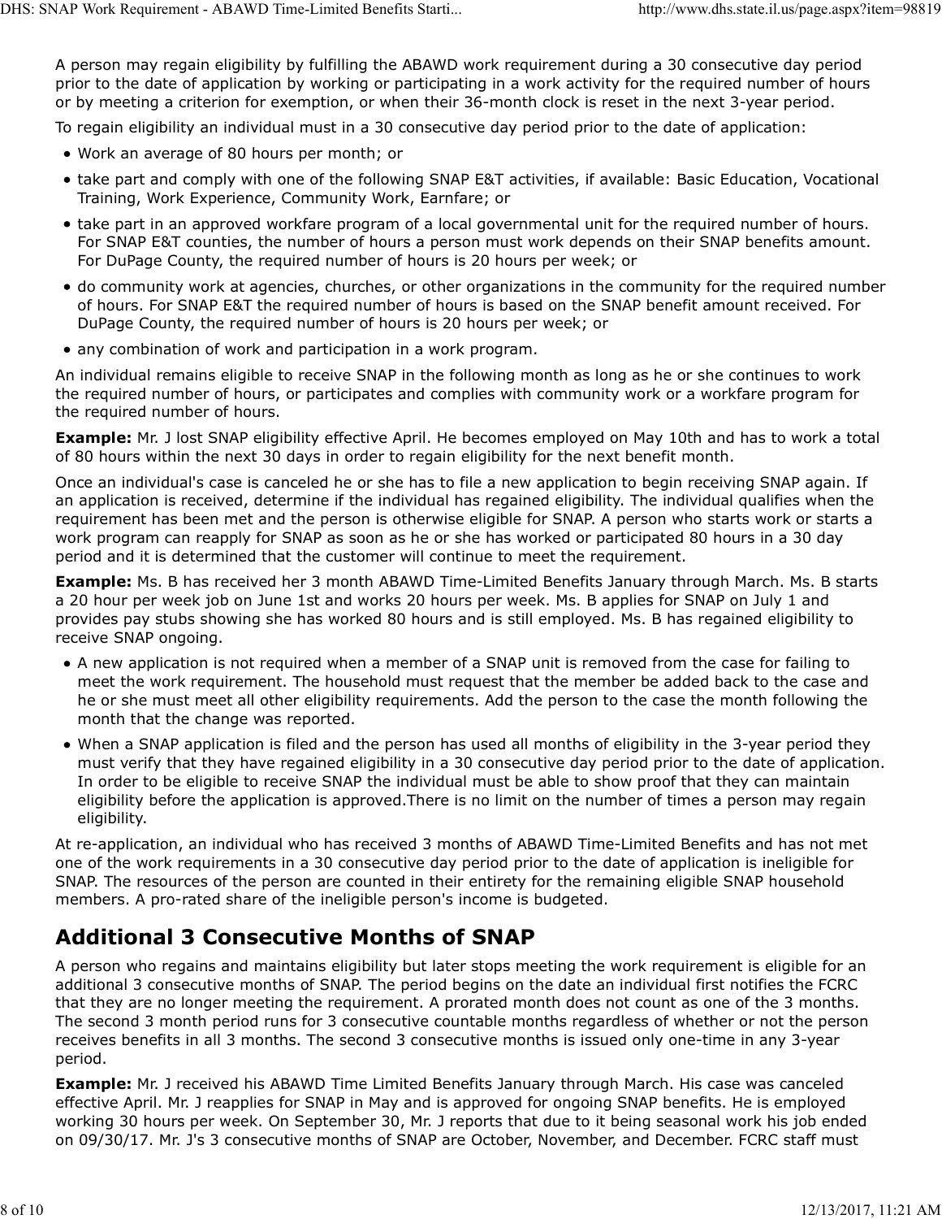A person may regain eligibility by fulfilling the ABAWD work requirement during a 30 consecutive day period prior to the date of application by working or participating in a work activity for the required number of hours or by meeting a criterion for exemption, or when their 36-month clock is reset in the next 3-year period.

To regain eligibility an individual must in a 30 consecutive day period prior to the date of application:

- Work an average of 80 hours per month; or
- take part and comply with one of the following SNAP E&T activities, if available: Basic Education, Vocational Training, Work Experience, Community Work, Earnfare; or
- take part in an approved workfare program of a local governmental unit for the required number of hours. For SNAP E&T counties, the number of hours a person must work depends on their SNAP benefits amount. For DuPage County, the required number of hours is 20 hours per week; or
- do community work at agencies, churches, or other organizations in the community for the required number of hours. For SNAP E&T the required number of hours is based on the SNAP benefit amount received. For DuPage County, the required number of hours is 20 hours per week; or
- any combination of work and participation in a work program.

An individual remains eligible to receive SNAP in the following month as long as he or she continues to work the required number of hours, or participates and complies with community work or a workfare program for the required number of hours.

**Example:** Mr. J lost SNAP eligibility effective April. He becomes employed on May 10th and has to work a total of 80 hours within the next 30 days in order to regain eligibility for the next benefit month.

Once an individual's case is canceled he or she has to file a new application to begin receiving SNAP again. If an application is received, determine if the individual has regained eligibility. The individual qualifies when the requirement has been met and the person is otherwise eligible for SNAP. A person who starts work or starts a work program can reapply for SNAP as soon as he or she has worked or participated 80 hours in a 30 day period and it is determined that the customer will continue to meet the requirement.

**Example:** Ms. B has received her 3 month ABAWD Time-Limited Benefits January through March. Ms. B starts a 20 hour per week job on June 1st and works 20 hours per week. Ms. B applies for SNAP on July 1 and provides pay stubs showing she has worked 80 hours and is still employed. Ms. B has regained eligibility to receive SNAP ongoing.

- A new application is not required when a member of a SNAP unit is removed from the case for failing to meet the work requirement. The household must request that the member be added back to the case and he or she must meet all other eligibility requirements. Add the person to the case the month following the month that the change was reported.
- When a SNAP application is filed and the person has used all months of eligibility in the 3-year period they must verify that they have regained eligibility in a 30 consecutive day period prior to the date of application. In order to be eligible to receive SNAP the individual must be able to show proof that they can maintain eligibility before the application is approved.There is no limit on the number of times a person may regain eligibility.

At re-application, an individual who has received 3 months of ABAWD Time-Limited Benefits and has not met one of the work requirements in a 30 consecutive day period prior to the date of application is ineligible for SNAP. The resources of the person are counted in their entirety for the remaining eligible SNAP household members. A pro-rated share of the ineligible person's income is budgeted.

## Additional 3 Consecutive Months of SNAP

A person who regains and maintains eligibility but later stops meeting the work requirement is eligible for an additional 3 consecutive months of SNAP. The period begins on the date an individual first notifies the FCRC that they are no longer meeting the requirement. A prorated month does not count as one of the 3 months. The second 3 month period runs for 3 consecutive countable months regardless of whether or not the person receives benefits in all 3 months. The second 3 consecutive months is issued only one-time in any 3-year period.

**Example:** Mr. J received his ABAWD Time Limited Benefits January through March. His case was canceled effective April. Mr. J reapplies for SNAP in May and is approved for ongoing SNAP benefits. He is employed working 30 hours per week. On September 30, Mr. J reports that due to it being seasonal work his job ended on 09/30/17. Mr. J's 3 consecutive months of SNAP are October, November, and December. FCRC staff must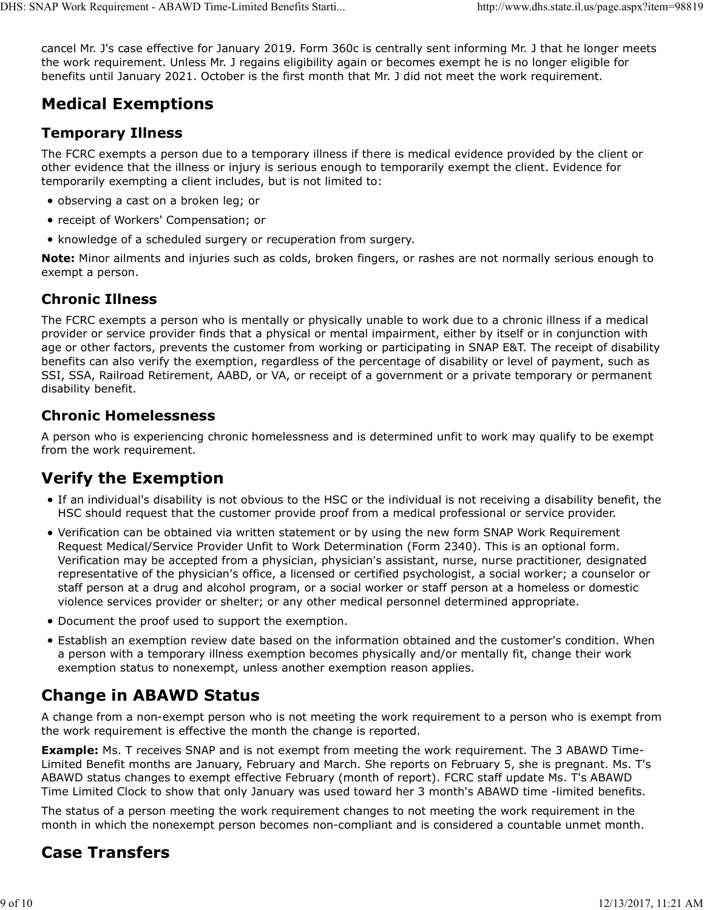cancel Mr. J's case effective for January 2019. Form 360c is centrally sent informing Mr. J that he longer meets the work requirement. Unless Mr. J regains eligibility again or becomes exempt he is no longer eligible for benefits until January 2021. October is the first month that Mr. J did not meet the work requirement.

## Medical Exemptions

### Temporary Illness

The FCRC exempts a person due to a temporary illness if there is medical evidence provided by the client or other evidence that the illness or injury is serious enough to temporarily exempt the client. Evidence for temporarily exempting a client includes, but is not limited to:

- observing a cast on a broken leg; or
- receipt of Workers' Compensation; or
- knowledge of a scheduled surgery or recuperation from surgery.

**Note:** Minor ailments and injuries such as colds, broken fingers, or rashes are not normally serious enough to exempt a person.

### Chronic Illness

The FCRC exempts a person who is mentally or physically unable to work due to a chronic illness if a medical provider or service provider finds that a physical or mental impairment, either by itself or in conjunction with age or other factors, prevents the customer from working or participating in SNAP E&T. The receipt of disability benefits can also verify the exemption, regardless of the percentage of disability or level of payment, such as SSI, SSA, Railroad Retirement, AABD, or VA, or receipt of a government or a private temporary or permanent disability benefit.

### Chronic Homelessness

A person who is experiencing chronic homelessness and is determined unfit to work may qualify to be exempt from the work requirement.

## Verify the Exemption

- If an individual's disability is not obvious to the HSC or the individual is not receiving a disability benefit, the HSC should request that the customer provide proof from a medical professional or service provider.
- Verification can be obtained via written statement or by using the new form SNAP Work Requirement Request Medical/Service Provider Unfit to Work Determination (Form 2340). This is an optional form. Verification may be accepted from a physician, physician's assistant, nurse, nurse practitioner, designated representative of the physician's office, a licensed or certified psychologist, a social worker; a counselor or staff person at a drug and alcohol program, or a social worker or staff person at a homeless or domestic violence services provider or shelter; or any other medical personnel determined appropriate.
- Document the proof used to support the exemption.
- Establish an exemption review date based on the information obtained and the customer's condition. When a person with a temporary illness exemption becomes physically and/or mentally fit, change their work exemption status to nonexempt, unless another exemption reason applies.

## Change in ABAWD Status

A change from a non-exempt person who is not meeting the work requirement to a person who is exempt from the work requirement is effective the month the change is reported.

**Example:** Ms. T receives SNAP and is not exempt from meeting the work requirement. The 3 ABAWD Time-Limited Benefit months are January, February and March. She reports on February 5, she is pregnant. Ms. T's ABAWD status changes to exempt effective February (month of report). FCRC staff update Ms. T's ABAWD Time Limited Clock to show that only January was used toward her 3 month's ABAWD time -limited benefits.

The status of a person meeting the work requirement changes to not meeting the work requirement in the month in which the nonexempt person becomes non-compliant and is considered a countable unmet month.

## Case Transfers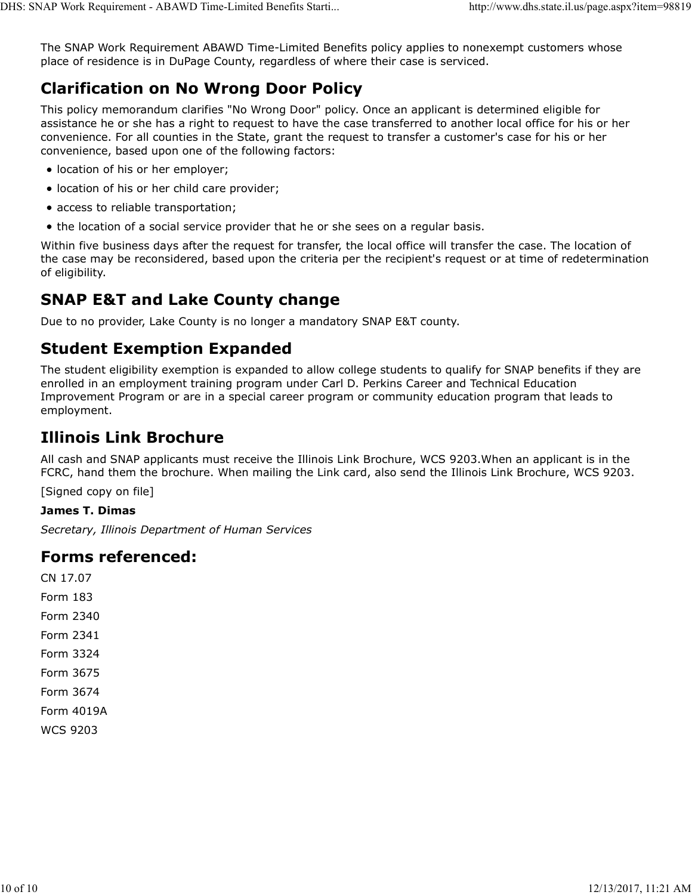The SNAP Work Requirement ABAWD Time-Limited Benefits policy applies to nonexempt customers whose place of residence is in DuPage County, regardless of where their case is serviced.

## Clarification on No Wrong Door Policy

This policy memorandum clarifies "No Wrong Door" policy. Once an applicant is determined eligible for assistance he or she has a right to request to have the case transferred to another local office for his or her convenience. For all counties in the State, grant the request to transfer a customer's case for his or her convenience, based upon one of the following factors:

- location of his or her employer;
- location of his or her child care provider;
- access to reliable transportation;
- the location of a social service provider that he or she sees on a regular basis.

Within five business days after the request for transfer, the local office will transfer the case. The location of the case may be reconsidered, based upon the criteria per the recipient's request or at time of redetermination of eligibility.

## SNAP E&T and Lake County change

Due to no provider, Lake County is no longer a mandatory SNAP E&T county.

## Student Exemption Expanded

The student eligibility exemption is expanded to allow college students to qualify for SNAP benefits if they are enrolled in an employment training program under Carl D. Perkins Career and Technical Education Improvement Program or are in a special career program or community education program that leads to employment.

## Illinois Link Brochure

All cash and SNAP applicants must receive the Illinois Link Brochure, WCS 9203.When an applicant is in the FCRC, hand them the brochure. When mailing the Link card, also send the Illinois Link Brochure, WCS 9203.

[Signed copy on file]

**James T. Dimas**

*Secretary, Illinois Department of Human Services*

## Forms referenced:

CN 17.07

Form 183

Form 2340

Form 2341

Form 3324

Form 3675

Form 3674

Form 4019A

WCS 9203